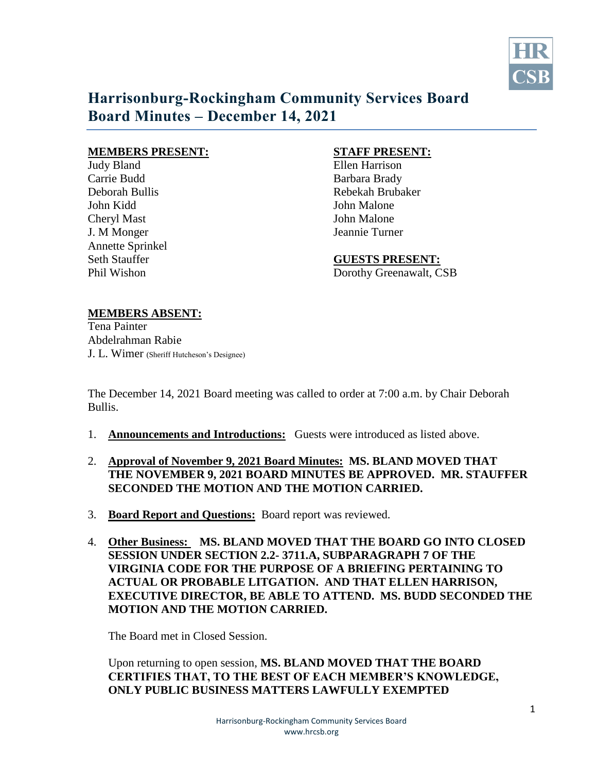# Harrisonburg-Rockingham Community Services Board
# Board Minutes – December 14, 2021

**MEMBERS PRESENT:**
Judy Bland
Carrie Budd
Deborah Bullis
John Kidd
Cheryl Mast
J. M Monger
Annette Sprinkel
Seth Stauffer
Phil Wishon

**STAFF PRESENT:**
Ellen Harrison
Barbara Brady
Rebekah Brubaker
John Malone
John Malone
Jeannie Turner

**GUESTS PRESENT:**
Dorothy Greenawalt, CSB

**MEMBERS ABSENT:**
Tena Painter
Abdelrahman Rabie
J. L. Wimer (Sheriff Hutcheson's Designee)

The December 14, 2021 Board meeting was called to order at 7:00 a.m. by Chair Deborah Bullis.

1. **Announcements and Introductions:** Guests were introduced as listed above.

2. **Approval of November 9, 2021 Board Minutes: MS. BLAND MOVED THAT THE NOVEMBER 9, 2021 BOARD MINUTES BE APPROVED. MR. STAUFFER SECONDED THE MOTION AND THE MOTION CARRIED.**

3. **Board Report and Questions:** Board report was reviewed.

4. **Other Business: MS. BLAND MOVED THAT THE BOARD GO INTO CLOSED SESSION UNDER SECTION 2.2- 3711.A, SUBPARAGRAPH 7 OF THE VIRGINIA CODE FOR THE PURPOSE OF A BRIEFING PERTAINING TO ACTUAL OR PROBABLE LITGATION. AND THAT ELLEN HARRISON, EXECUTIVE DIRECTOR, BE ABLE TO ATTEND. MS. BUDD SECONDED THE MOTION AND THE MOTION CARRIED.**

   The Board met in Closed Session.

   Upon returning to open session, **MS. BLAND MOVED THAT THE BOARD CERTIFIES THAT, TO THE BEST OF EACH MEMBER'S KNOWLEDGE, ONLY PUBLIC BUSINESS MATTERS LAWFULLY EXEMPTED**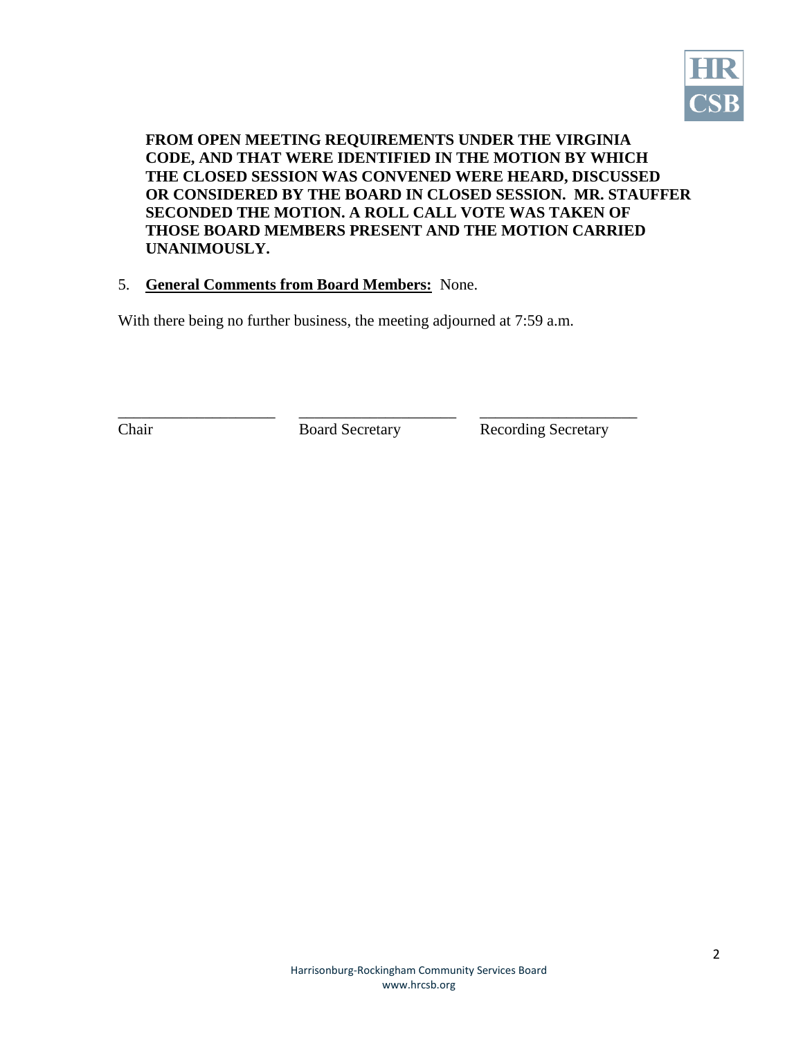**FROM OPEN MEETING REQUIREMENTS UNDER THE VIRGINIA CODE, AND THAT WERE IDENTIFIED IN THE MOTION BY WHICH THE CLOSED SESSION WAS CONVENED WERE HEARD, DISCUSSED OR CONSIDERED BY THE BOARD IN CLOSED SESSION. MR. STAUFFER SECONDED THE MOTION. A ROLL CALL VOTE WAS TAKEN OF THOSE BOARD MEMBERS PRESENT AND THE MOTION CARRIED UNANIMOUSLY.**

5. **General Comments from Board Members:** None.

With there being no further business, the meeting adjourned at 7:59 a.m.

____________________ ____________________ ____________________
Chair Board Secretary Recording Secretary